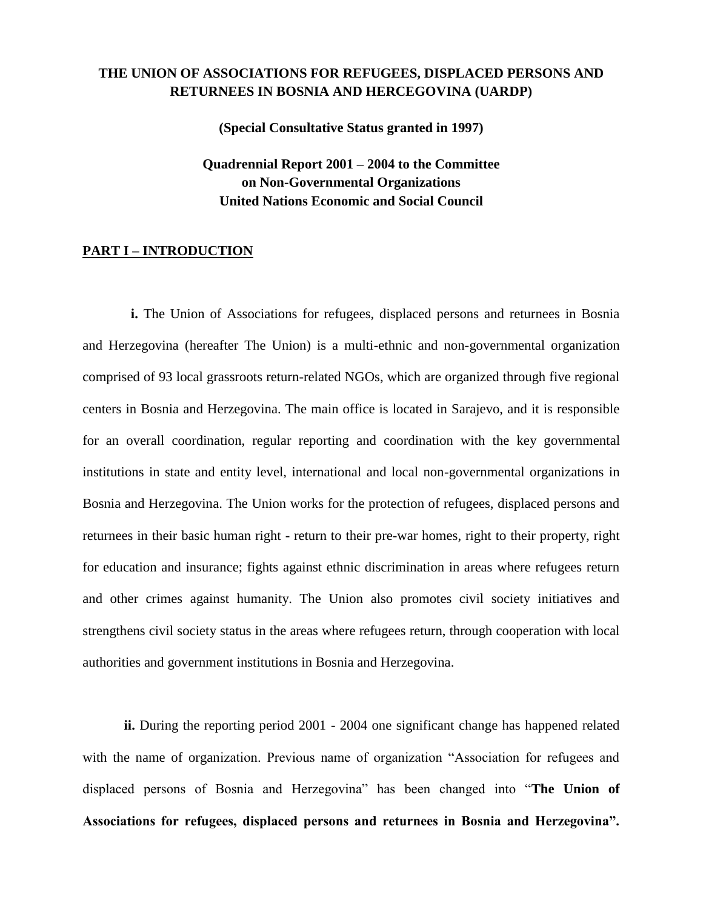# THE UNION OF ASSOCIATIONS FOR REFUGEES, DISPLACED PERSONS AND RETURNEES IN BOSNIA AND HERCEGOVINA (UARDP)

**(Special Consultative Status granted in 1997)**

**Quadrennial Report 2001 – 2004 to the Committee on Non-Governmental Organizations United Nations Economic and Social Council**

## PART I – INTRODUCTION

**i.** The Union of Associations for refugees, displaced persons and returnees in Bosnia and Herzegovina (hereafter The Union) is a multi-ethnic and non-governmental organization comprised of 93 local grassroots return-related NGOs, which are organized through five regional centers in Bosnia and Herzegovina. The main office is located in Sarajevo, and it is responsible for an overall coordination, regular reporting and coordination with the key governmental institutions in state and entity level, international and local non-governmental organizations in Bosnia and Herzegovina. The Union works for the protection of refugees, displaced persons and returnees in their basic human right - return to their pre-war homes, right to their property, right for education and insurance; fights against ethnic discrimination in areas where refugees return and other crimes against humanity. The Union also promotes civil society initiatives and strengthens civil society status in the areas where refugees return, through cooperation with local authorities and government institutions in Bosnia and Herzegovina.

**ii.** During the reporting period 2001 - 2004 one significant change has happened related with the name of organization. Previous name of organization "Association for refugees and displaced persons of Bosnia and Herzegovina" has been changed into "**The Union of Associations for refugees, displaced persons and returnees in Bosnia and Herzegovina".**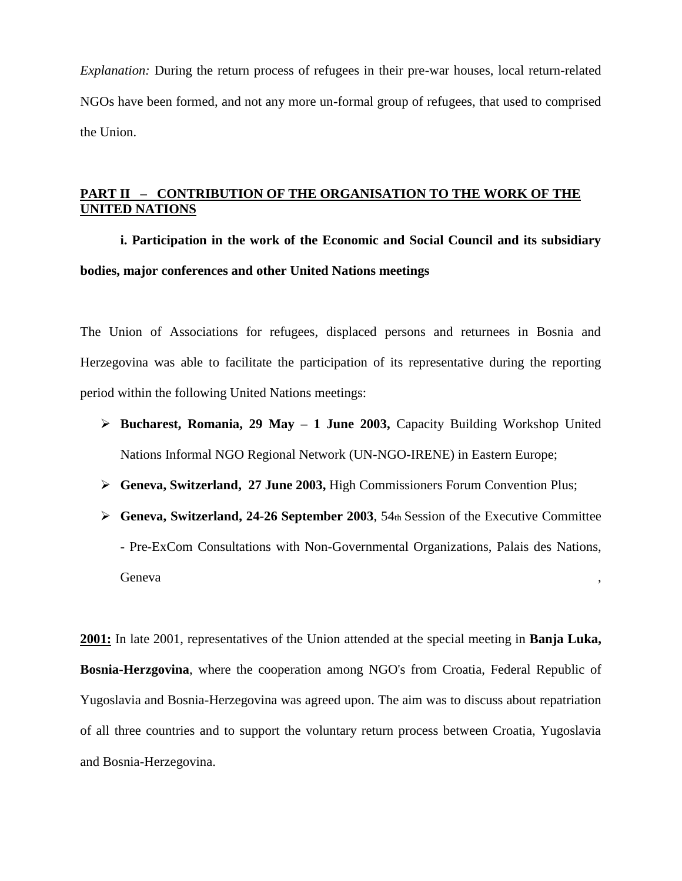*Explanation:* During the return process of refugees in their pre-war houses, local return-related NGOs have been formed, and not any more un-formal group of refugees, that used to comprised the Union.

## PART II – CONTRIBUTION OF THE ORGANISATION TO THE WORK OF THE UNITED NATIONS

**i. Participation in the work of the Economic and Social Council and its subsidiary bodies, major conferences and other United Nations meetings**

The Union of Associations for refugees, displaced persons and returnees in Bosnia and Herzegovina was able to facilitate the participation of its representative during the reporting period within the following United Nations meetings:

- **Bucharest, Romania, 29 May – 1 June 2003,** Capacity Building Workshop United Nations Informal NGO Regional Network (UN-NGO-IRENE) in Eastern Europe;
- **Geneva, Switzerland, 27 June 2003,** High Commissioners Forum Convention Plus;
- **Geneva, Switzerland, 24-26 September 2003**, 54th Session of the Executive Committee - Pre-ExCom Consultations with Non-Governmental Organizations, Palais des Nations, Geneva ,

**2001:** In late 2001, representatives of the Union attended at the special meeting in **Banja Luka, Bosnia-Herzgovina**, where the cooperation among NGO's from Croatia, Federal Republic of Yugoslavia and Bosnia-Herzegovina was agreed upon. The aim was to discuss about repatriation of all three countries and to support the voluntary return process between Croatia, Yugoslavia and Bosnia-Herzegovina.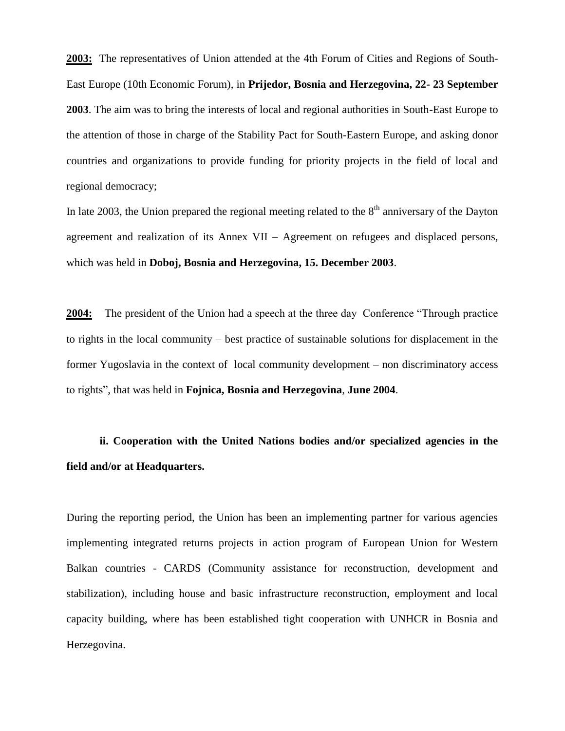**2003:** The representatives of Union attended at the 4th Forum of Cities and Regions of South-East Europe (10th Economic Forum), in **Prijedor, Bosnia and Herzegovina, 22- 23 September 2003**. The aim was to bring the interests of local and regional authorities in South-East Europe to the attention of those in charge of the Stability Pact for South-Eastern Europe, and asking donor countries and organizations to provide funding for priority projects in the field of local and regional democracy;

In late 2003, the Union prepared the regional meeting related to the 8th anniversary of the Dayton agreement and realization of its Annex VII – Agreement on refugees and displaced persons, which was held in **Doboj, Bosnia and Herzegovina, 15. December 2003**.

**2004:** The president of the Union had a speech at the three day Conference "Through practice to rights in the local community – best practice of sustainable solutions for displacement in the former Yugoslavia in the context of local community development – non discriminatory access to rights", that was held in **Fojnica, Bosnia and Herzegovina**, **June 2004**.

**ii. Cooperation with the United Nations bodies and/or specialized agencies in the field and/or at Headquarters.**

During the reporting period, the Union has been an implementing partner for various agencies implementing integrated returns projects in action program of European Union for Western Balkan countries - CARDS (Community assistance for reconstruction, development and stabilization), including house and basic infrastructure reconstruction, employment and local capacity building, where has been established tight cooperation with UNHCR in Bosnia and Herzegovina.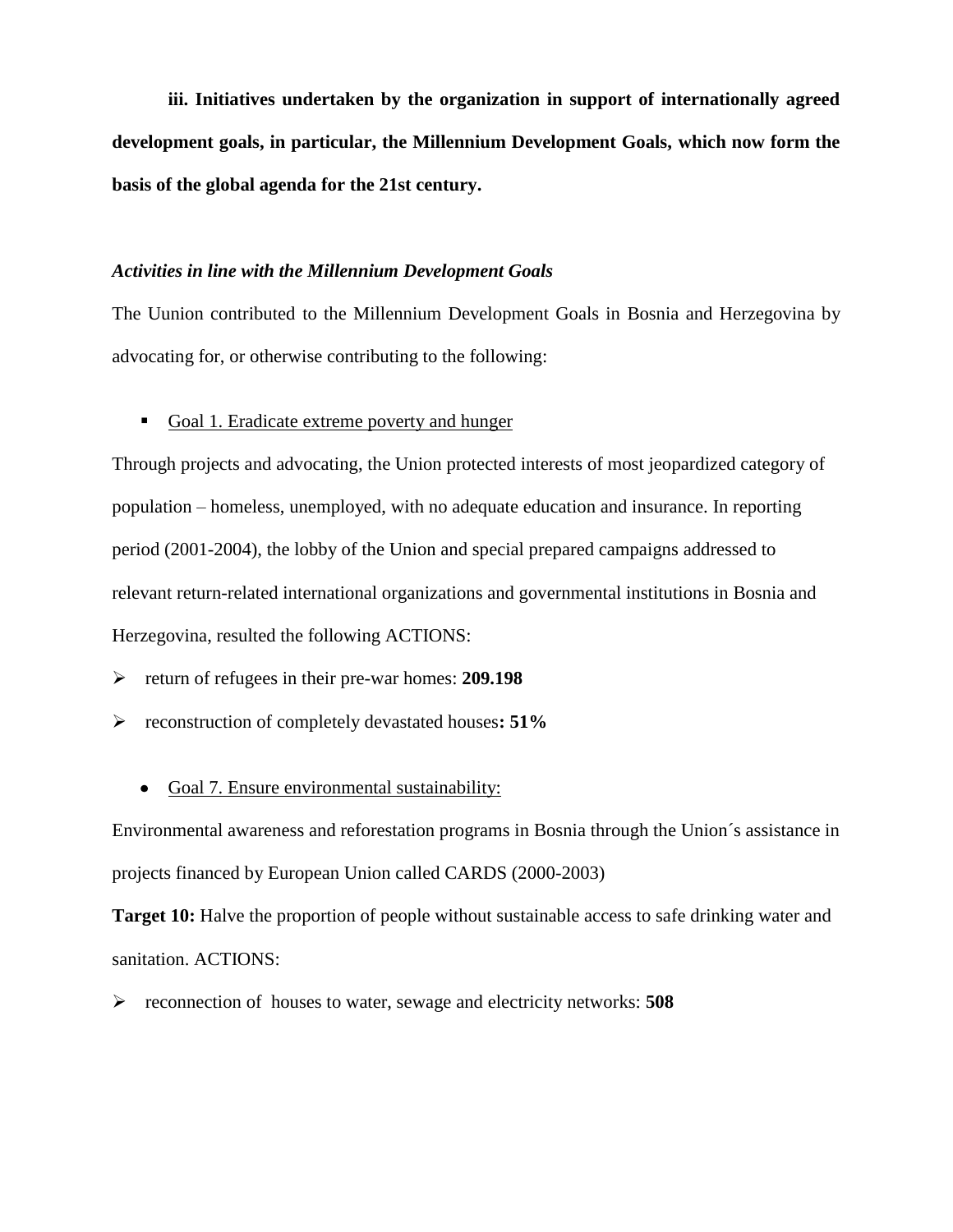**iii. Initiatives undertaken by the organization in support of internationally agreed development goals, in particular, the Millennium Development Goals, which now form the basis of the global agenda for the 21st century.**

***Activities in line with the Millennium Development Goals***

The Uunion contributed to the Millennium Development Goals in Bosnia and Herzegovina by advocating for, or otherwise contributing to the following:

- <u>Goal 1. Eradicate extreme poverty and hunger</u>

Through projects and advocating, the Union protected interests of most jeopardized category of population – homeless, unemployed, with no adequate education and insurance. In reporting period (2001-2004), the lobby of the Union and special prepared campaigns addressed to relevant return-related international organizations and governmental institutions in Bosnia and Herzegovina, resulted the following ACTIONS:

- return of refugees in their pre-war homes: **209.198**
- reconstruction of completely devastated houses**: 51%**

- <u>Goal 7. Ensure environmental sustainability:</u>

Environmental awareness and reforestation programs in Bosnia through the Union´s assistance in projects financed by European Union called CARDS (2000-2003)

**Target 10:** Halve the proportion of people without sustainable access to safe drinking water and sanitation. ACTIONS:

- reconnection of houses to water, sewage and electricity networks: **508**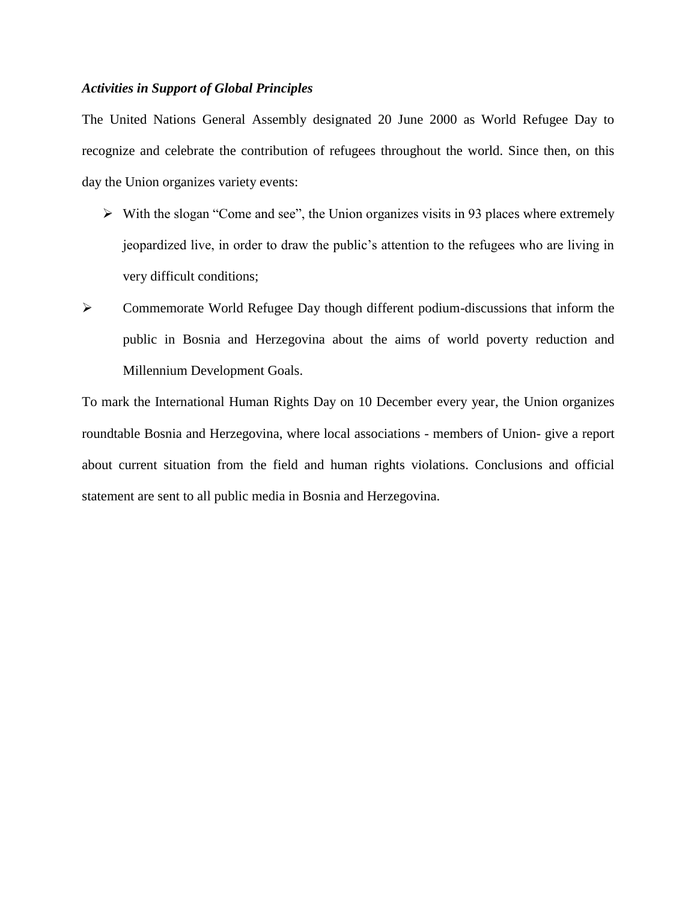***Activities in Support of Global Principles***

The United Nations General Assembly designated 20 June 2000 as World Refugee Day to recognize and celebrate the contribution of refugees throughout the world. Since then, on this day the Union organizes variety events:

- With the slogan "Come and see", the Union organizes visits in 93 places where extremely jeopardized live, in order to draw the public's attention to the refugees who are living in very difficult conditions;
- Commemorate World Refugee Day though different podium-discussions that inform the public in Bosnia and Herzegovina about the aims of world poverty reduction and Millennium Development Goals.

To mark the International Human Rights Day on 10 December every year, the Union organizes roundtable Bosnia and Herzegovina, where local associations - members of Union- give a report about current situation from the field and human rights violations. Conclusions and official statement are sent to all public media in Bosnia and Herzegovina.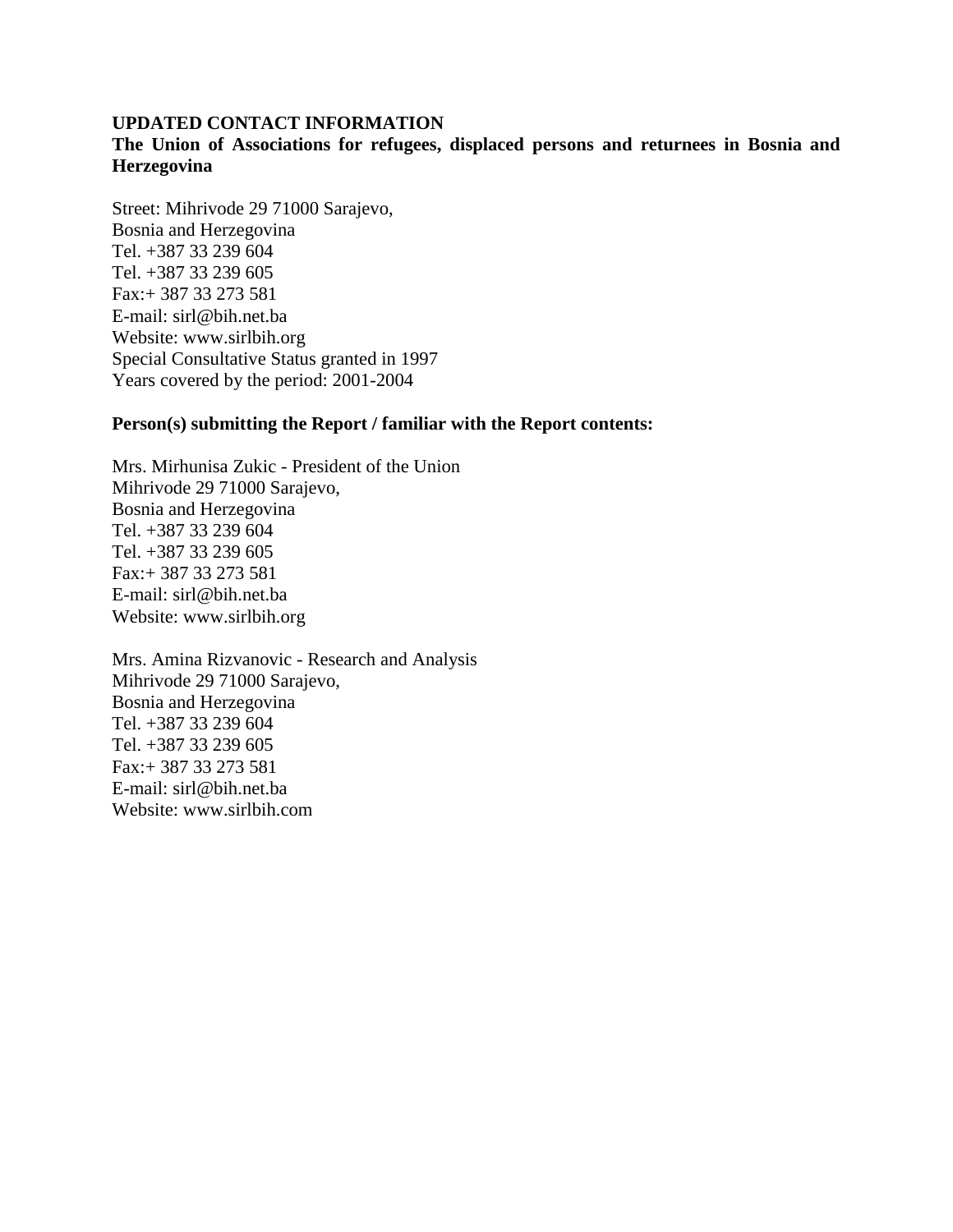**UPDATED CONTACT INFORMATION**

**The Union of Associations for refugees, displaced persons and returnees in Bosnia and Herzegovina**

Street: Mihrivode 29 71000 Sarajevo,
Bosnia and Herzegovina
Tel. +387 33 239 604
Tel. +387 33 239 605
Fax:+ 387 33 273 581
E-mail: sirl@bih.net.ba
Website: www.sirlbih.org
Special Consultative Status granted in 1997
Years covered by the period: 2001-2004

**Person(s) submitting the Report / familiar with the Report contents:**

Mrs. Mirhunisa Zukic - President of the Union
Mihrivode 29 71000 Sarajevo,
Bosnia and Herzegovina
Tel. +387 33 239 604
Tel. +387 33 239 605
Fax:+ 387 33 273 581
E-mail: sirl@bih.net.ba
Website: www.sirlbih.org

Mrs. Amina Rizvanovic - Research and Analysis
Mihrivode 29 71000 Sarajevo,
Bosnia and Herzegovina
Tel. +387 33 239 604
Tel. +387 33 239 605
Fax:+ 387 33 273 581
E-mail: sirl@bih.net.ba
Website: www.sirlbih.com